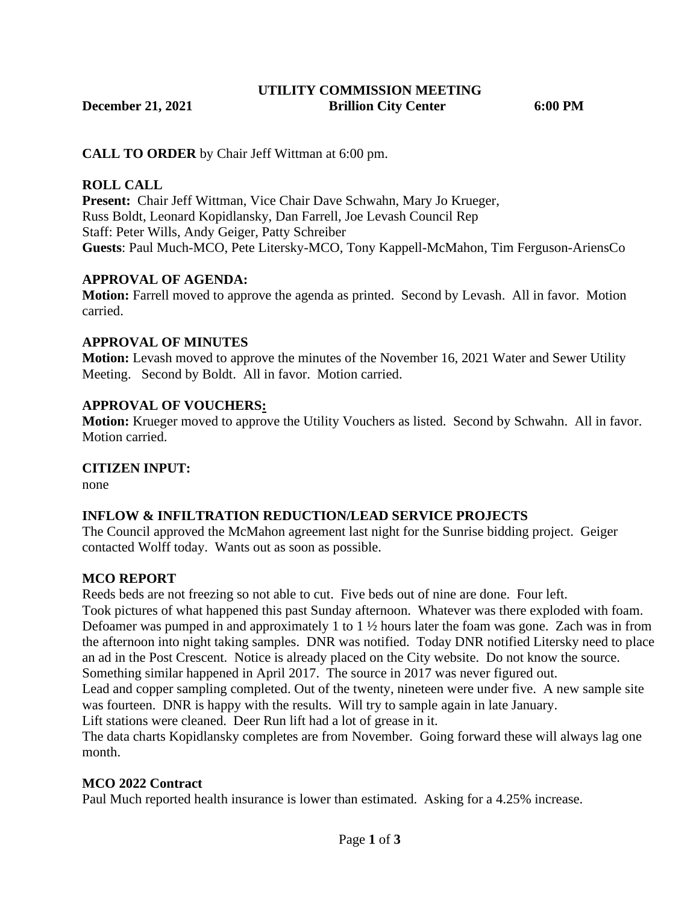# UTILITY COMMISSION MEETING

**December 21, 2021 — Brillion City Center — 6:00 PM**

**CALL TO ORDER** by Chair Jeff Wittman at 6:00 pm.

## ROLL CALL

**Present:** Chair Jeff Wittman, Vice Chair Dave Schwahn, Mary Jo Krueger, Russ Boldt, Leonard Kopidlansky, Dan Farrell, Joe Levash Council Rep
Staff: Peter Wills, Andy Geiger, Patty Schreiber
**Guests**: Paul Much-MCO, Pete Litersky-MCO, Tony Kappell-McMahon, Tim Ferguson-AriensCo

## APPROVAL OF AGENDA:

**Motion:** Farrell moved to approve the agenda as printed. Second by Levash. All in favor. Motion carried.

## APPROVAL OF MINUTES

**Motion:** Levash moved to approve the minutes of the November 16, 2021 Water and Sewer Utility Meeting. Second by Boldt. All in favor. Motion carried.

## APPROVAL OF VOUCHERS:

**Motion:** Krueger moved to approve the Utility Vouchers as listed. Second by Schwahn. All in favor. Motion carried.

## CITIZEN INPUT:

none

## INFLOW & INFILTRATION REDUCTION/LEAD SERVICE PROJECTS

The Council approved the McMahon agreement last night for the Sunrise bidding project. Geiger contacted Wolff today. Wants out as soon as possible.

## MCO REPORT

Reeds beds are not freezing so not able to cut. Five beds out of nine are done. Four left.
Took pictures of what happened this past Sunday afternoon. Whatever was there exploded with foam. Defoamer was pumped in and approximately 1 to 1 ½ hours later the foam was gone. Zach was in from the afternoon into night taking samples. DNR was notified. Today DNR notified Litersky need to place an ad in the Post Crescent. Notice is already placed on the City website. Do not know the source. Something similar happened in April 2017. The source in 2017 was never figured out.
Lead and copper sampling completed. Out of the twenty, nineteen were under five. A new sample site was fourteen. DNR is happy with the results. Will try to sample again in late January.
Lift stations were cleaned. Deer Run lift had a lot of grease in it.
The data charts Kopidlansky completes are from November. Going forward these will always lag one month.

## MCO 2022 Contract

Paul Much reported health insurance is lower than estimated. Asking for a 4.25% increase.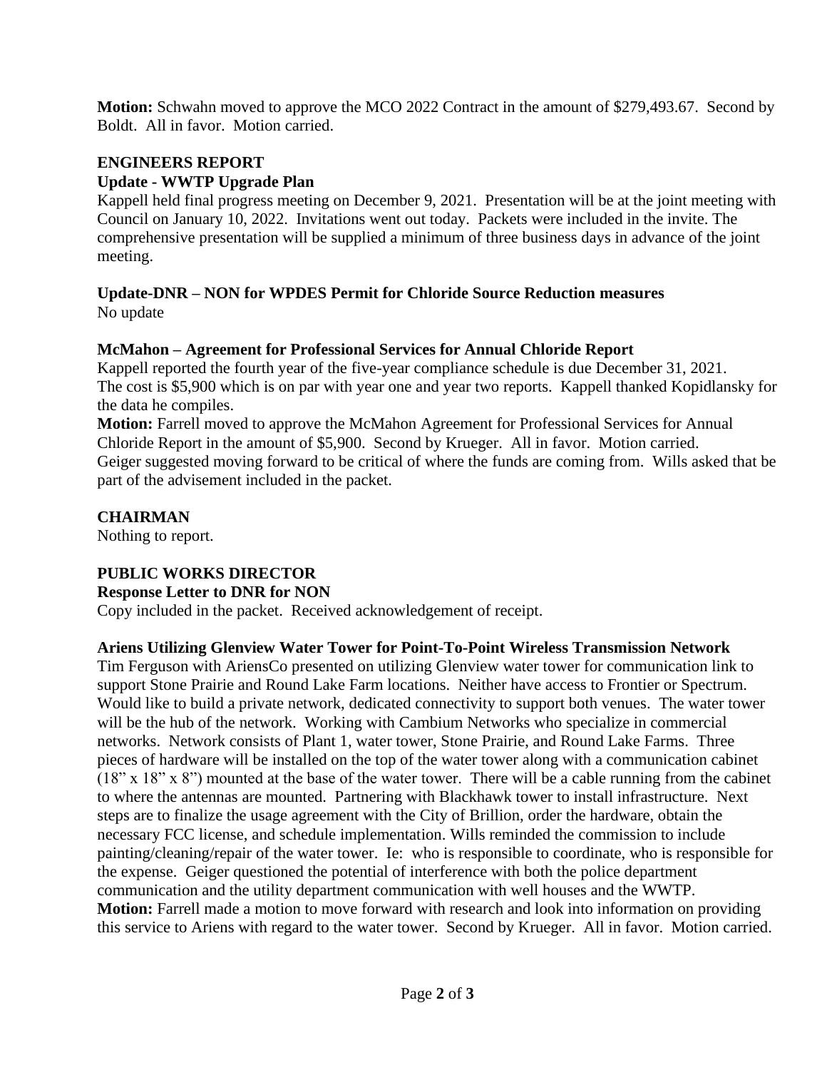**Motion:** Schwahn moved to approve the MCO 2022 Contract in the amount of $279,493.67. Second by Boldt. All in favor. Motion carried.

## ENGINEERS REPORT

### Update - WWTP Upgrade Plan

Kappell held final progress meeting on December 9, 2021. Presentation will be at the joint meeting with Council on January 10, 2022. Invitations went out today. Packets were included in the invite. The comprehensive presentation will be supplied a minimum of three business days in advance of the joint meeting.

### Update-DNR – NON for WPDES Permit for Chloride Source Reduction measures

No update

### McMahon – Agreement for Professional Services for Annual Chloride Report

Kappell reported the fourth year of the five-year compliance schedule is due December 31, 2021. The cost is $5,900 which is on par with year one and year two reports. Kappell thanked Kopidlansky for the data he compiles.

**Motion:** Farrell moved to approve the McMahon Agreement for Professional Services for Annual Chloride Report in the amount of $5,900. Second by Krueger. All in favor. Motion carried.
Geiger suggested moving forward to be critical of where the funds are coming from. Wills asked that be part of the advisement included in the packet.

## CHAIRMAN

Nothing to report.

## PUBLIC WORKS DIRECTOR

### Response Letter to DNR for NON

Copy included in the packet. Received acknowledgement of receipt.

### Ariens Utilizing Glenview Water Tower for Point-To-Point Wireless Transmission Network

Tim Ferguson with AriensCo presented on utilizing Glenview water tower for communication link to support Stone Prairie and Round Lake Farm locations. Neither have access to Frontier or Spectrum. Would like to build a private network, dedicated connectivity to support both venues. The water tower will be the hub of the network. Working with Cambium Networks who specialize in commercial networks. Network consists of Plant 1, water tower, Stone Prairie, and Round Lake Farms. Three pieces of hardware will be installed on the top of the water tower along with a communication cabinet (18" x 18" x 8") mounted at the base of the water tower. There will be a cable running from the cabinet to where the antennas are mounted. Partnering with Blackhawk tower to install infrastructure. Next steps are to finalize the usage agreement with the City of Brillion, order the hardware, obtain the necessary FCC license, and schedule implementation. Wills reminded the commission to include painting/cleaning/repair of the water tower. Ie: who is responsible to coordinate, who is responsible for the expense. Geiger questioned the potential of interference with both the police department communication and the utility department communication with well houses and the WWTP.

**Motion:** Farrell made a motion to move forward with research and look into information on providing this service to Ariens with regard to the water tower. Second by Krueger. All in favor. Motion carried.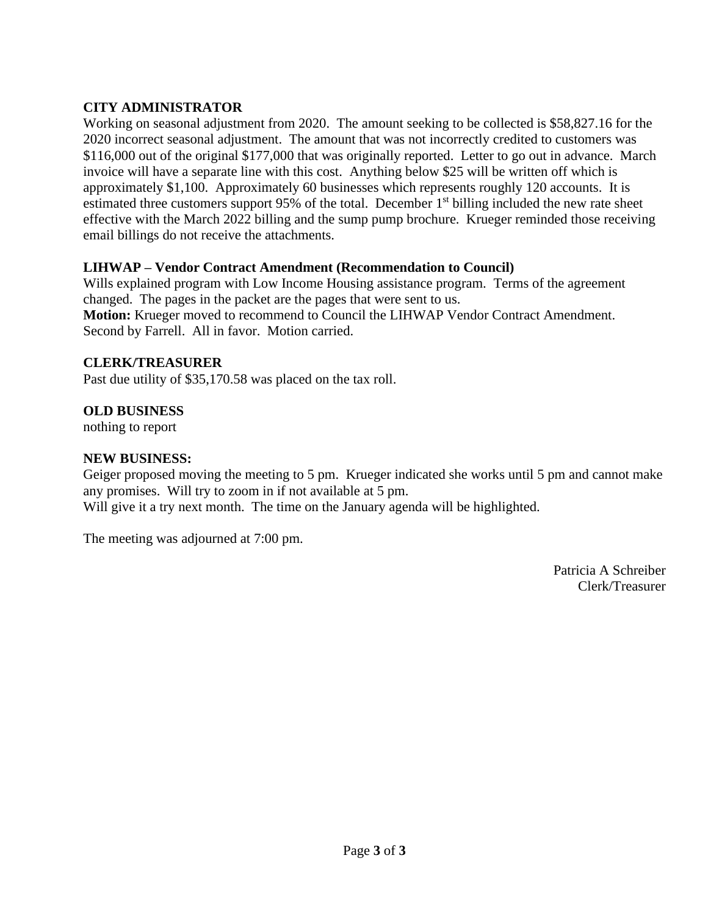**CITY ADMINISTRATOR**

Working on seasonal adjustment from 2020. The amount seeking to be collected is $58,827.16 for the 2020 incorrect seasonal adjustment. The amount that was not incorrectly credited to customers was $116,000 out of the original $177,000 that was originally reported. Letter to go out in advance. March invoice will have a separate line with this cost. Anything below $25 will be written off which is approximately $1,100. Approximately 60 businesses which represents roughly 120 accounts. It is estimated three customers support 95% of the total. December 1st billing included the new rate sheet effective with the March 2022 billing and the sump pump brochure. Krueger reminded those receiving email billings do not receive the attachments.

**LIHWAP – Vendor Contract Amendment (Recommendation to Council)**

Wills explained program with Low Income Housing assistance program. Terms of the agreement changed. The pages in the packet are the pages that were sent to us.
**Motion:** Krueger moved to recommend to Council the LIHWAP Vendor Contract Amendment. Second by Farrell. All in favor. Motion carried.

**CLERK/TREASURER**

Past due utility of $35,170.58 was placed on the tax roll.

**OLD BUSINESS**

nothing to report

**NEW BUSINESS:**

Geiger proposed moving the meeting to 5 pm. Krueger indicated she works until 5 pm and cannot make any promises. Will try to zoom in if not available at 5 pm.
Will give it a try next month. The time on the January agenda will be highlighted.

The meeting was adjourned at 7:00 pm.

Patricia A Schreiber
Clerk/Treasurer